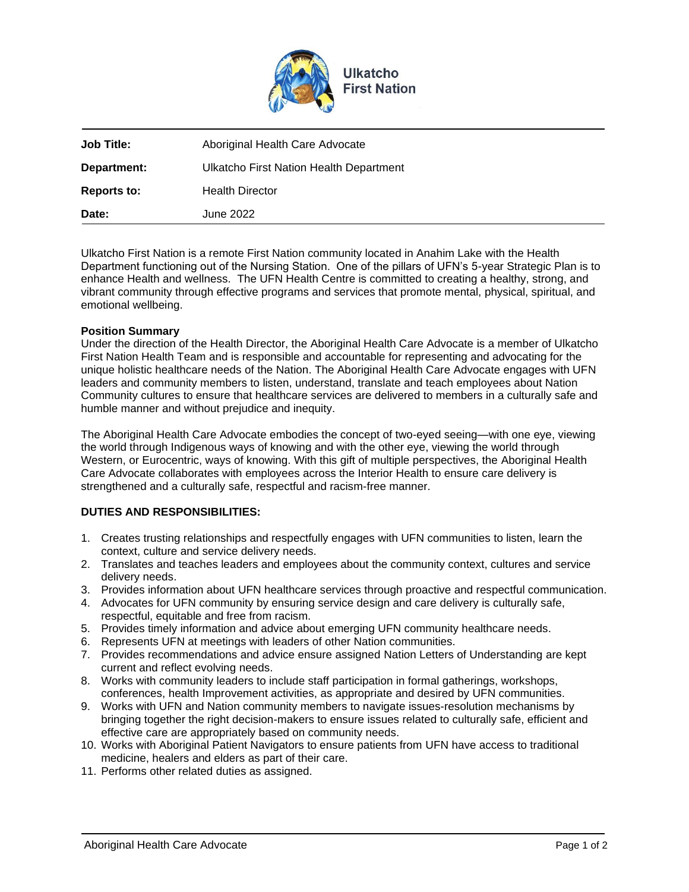Ulkatcho First Nation

| | |
|---|---|
| **Job Title:** | Aboriginal Health Care Advocate |
| **Department:** | Ulkatcho First Nation Health Department |
| **Reports to:** | Health Director |
| **Date:** | June 2022 |

Ulkatcho First Nation is a remote First Nation community located in Anahim Lake with the Health Department functioning out of the Nursing Station. One of the pillars of UFN's 5-year Strategic Plan is to enhance Health and wellness. The UFN Health Centre is committed to creating a healthy, strong, and vibrant community through effective programs and services that promote mental, physical, spiritual, and emotional wellbeing.

**Position Summary**

Under the direction of the Health Director, the Aboriginal Health Care Advocate is a member of Ulkatcho First Nation Health Team and is responsible and accountable for representing and advocating for the unique holistic healthcare needs of the Nation. The Aboriginal Health Care Advocate engages with UFN leaders and community members to listen, understand, translate and teach employees about Nation Community cultures to ensure that healthcare services are delivered to members in a culturally safe and humble manner and without prejudice and inequity.

The Aboriginal Health Care Advocate embodies the concept of two-eyed seeing—with one eye, viewing the world through Indigenous ways of knowing and with the other eye, viewing the world through Western, or Eurocentric, ways of knowing. With this gift of multiple perspectives, the Aboriginal Health Care Advocate collaborates with employees across the Interior Health to ensure care delivery is strengthened and a culturally safe, respectful and racism-free manner.

**DUTIES AND RESPONSIBILITIES:**

1. Creates trusting relationships and respectfully engages with UFN communities to listen, learn the context, culture and service delivery needs.
2. Translates and teaches leaders and employees about the community context, cultures and service delivery needs.
3. Provides information about UFN healthcare services through proactive and respectful communication.
4. Advocates for UFN community by ensuring service design and care delivery is culturally safe, respectful, equitable and free from racism.
5. Provides timely information and advice about emerging UFN community healthcare needs.
6. Represents UFN at meetings with leaders of other Nation communities.
7. Provides recommendations and advice ensure assigned Nation Letters of Understanding are kept current and reflect evolving needs.
8. Works with community leaders to include staff participation in formal gatherings, workshops, conferences, health Improvement activities, as appropriate and desired by UFN communities.
9. Works with UFN and Nation community members to navigate issues-resolution mechanisms by bringing together the right decision-makers to ensure issues related to culturally safe, efficient and effective care are appropriately based on community needs.
10. Works with Aboriginal Patient Navigators to ensure patients from UFN have access to traditional medicine, healers and elders as part of their care.
11. Performs other related duties as assigned.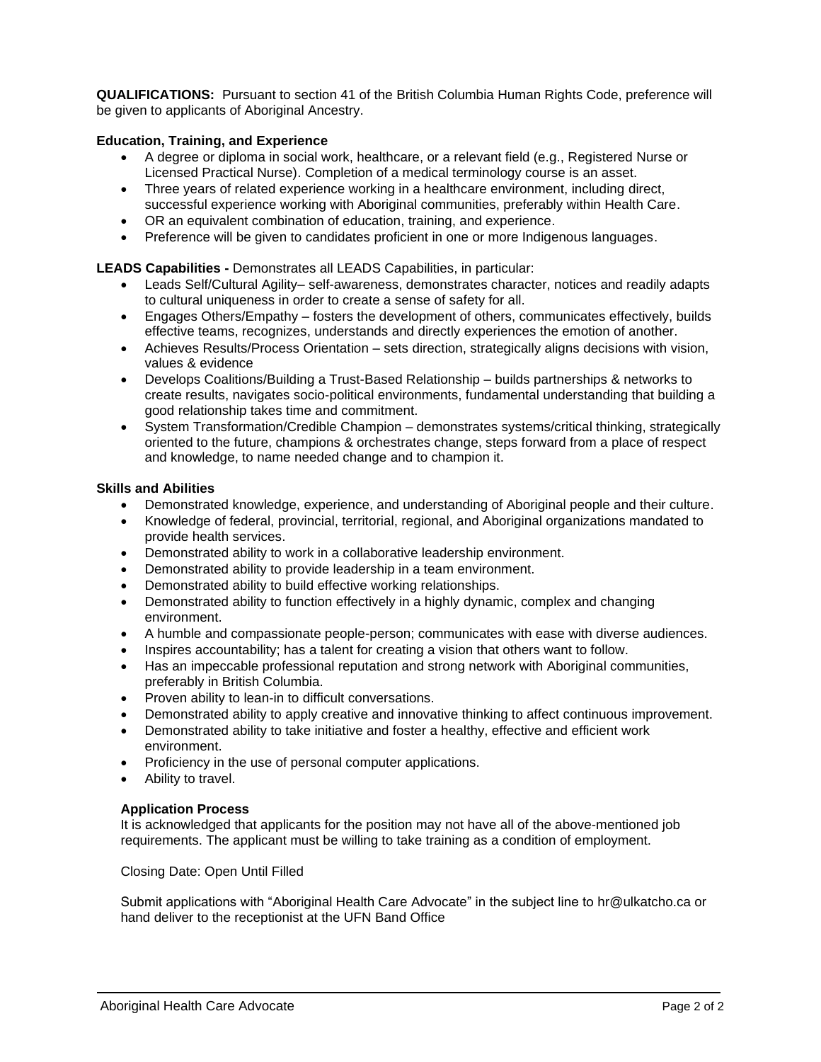**QUALIFICATIONS:** Pursuant to section 41 of the British Columbia Human Rights Code, preference will be given to applicants of Aboriginal Ancestry.

**Education, Training, and Experience**

- A degree or diploma in social work, healthcare, or a relevant field (e.g., Registered Nurse or Licensed Practical Nurse). Completion of a medical terminology course is an asset.
- Three years of related experience working in a healthcare environment, including direct, successful experience working with Aboriginal communities, preferably within Health Care.
- OR an equivalent combination of education, training, and experience.
- Preference will be given to candidates proficient in one or more Indigenous languages.

**LEADS Capabilities -** Demonstrates all LEADS Capabilities, in particular:

- Leads Self/Cultural Agility– self-awareness, demonstrates character, notices and readily adapts to cultural uniqueness in order to create a sense of safety for all.
- Engages Others/Empathy – fosters the development of others, communicates effectively, builds effective teams, recognizes, understands and directly experiences the emotion of another.
- Achieves Results/Process Orientation – sets direction, strategically aligns decisions with vision, values & evidence
- Develops Coalitions/Building a Trust-Based Relationship – builds partnerships & networks to create results, navigates socio-political environments, fundamental understanding that building a good relationship takes time and commitment.
- System Transformation/Credible Champion – demonstrates systems/critical thinking, strategically oriented to the future, champions & orchestrates change, steps forward from a place of respect and knowledge, to name needed change and to champion it.

**Skills and Abilities**

- Demonstrated knowledge, experience, and understanding of Aboriginal people and their culture.
- Knowledge of federal, provincial, territorial, regional, and Aboriginal organizations mandated to provide health services.
- Demonstrated ability to work in a collaborative leadership environment.
- Demonstrated ability to provide leadership in a team environment.
- Demonstrated ability to build effective working relationships.
- Demonstrated ability to function effectively in a highly dynamic, complex and changing environment.
- A humble and compassionate people-person; communicates with ease with diverse audiences.
- Inspires accountability; has a talent for creating a vision that others want to follow.
- Has an impeccable professional reputation and strong network with Aboriginal communities, preferably in British Columbia.
- Proven ability to lean-in to difficult conversations.
- Demonstrated ability to apply creative and innovative thinking to affect continuous improvement.
- Demonstrated ability to take initiative and foster a healthy, effective and efficient work environment.
- Proficiency in the use of personal computer applications.
- Ability to travel.

**Application Process**

It is acknowledged that applicants for the position may not have all of the above-mentioned job requirements. The applicant must be willing to take training as a condition of employment.

Closing Date: Open Until Filled

Submit applications with "Aboriginal Health Care Advocate" in the subject line to hr@ulkatcho.ca or hand deliver to the receptionist at the UFN Band Office